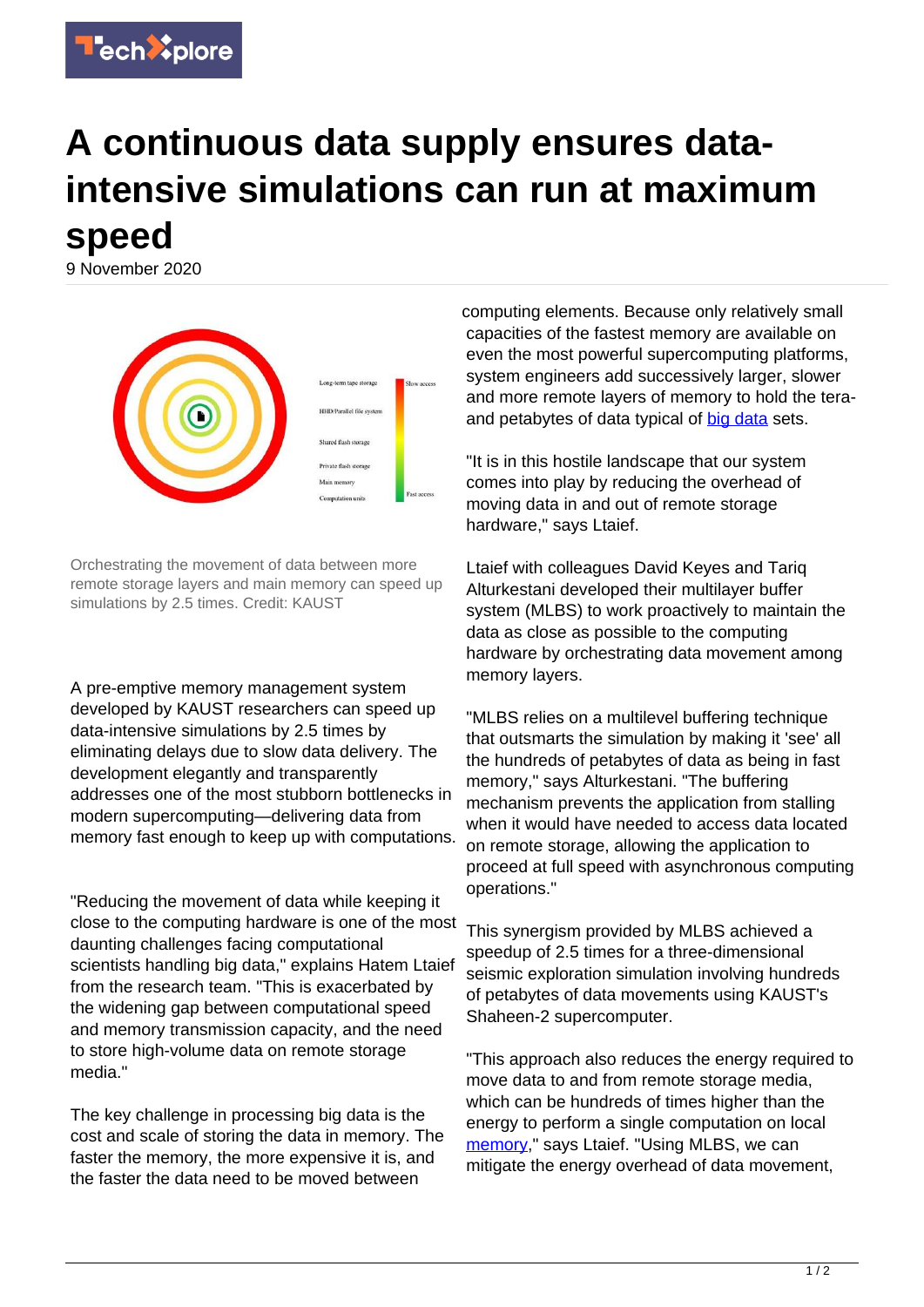# A continuous data supply ensures data-intensive simulations can run at maximum speed

9 November 2020

Orchestrating the movement of data between more remote storage layers and main memory can speed up simulations by 2.5 times. Credit: KAUST

A pre-emptive memory management system developed by KAUST researchers can speed up data-intensive simulations by 2.5 times by eliminating delays due to slow data delivery. The development elegantly and transparently addresses one of the most stubborn bottlenecks in modern supercomputing—delivering data from memory fast enough to keep up with computations.

"Reducing the movement of data while keeping it close to the computing hardware is one of the most daunting challenges facing computational scientists handling big data," explains Hatem Ltaief from the research team. "This is exacerbated by the widening gap between computational speed and memory transmission capacity, and the need to store high-volume data on remote storage media."

The key challenge in processing big data is the cost and scale of storing the data in memory. The faster the memory, the more expensive it is, and the faster the data need to be moved between computing elements. Because only relatively small capacities of the fastest memory are available on even the most powerful supercomputing platforms, system engineers add successively larger, slower and more remote layers of memory to hold the tera- and petabytes of data typical of big data sets.

"It is in this hostile landscape that our system comes into play by reducing the overhead of moving data in and out of remote storage hardware," says Ltaief.

Ltaief with colleagues David Keyes and Tariq Alturkestani developed their multilayer buffer system (MLBS) to work proactively to maintain the data as close as possible to the computing hardware by orchestrating data movement among memory layers.

"MLBS relies on a multilevel buffering technique that outsmarts the simulation by making it 'see' all the hundreds of petabytes of data as being in fast memory," says Alturkestani. "The buffering mechanism prevents the application from stalling when it would have needed to access data located on remote storage, allowing the application to proceed at full speed with asynchronous computing operations."

This synergism provided by MLBS achieved a speedup of 2.5 times for a three-dimensional seismic exploration simulation involving hundreds of petabytes of data movements using KAUST's Shaheen-2 supercomputer.

"This approach also reduces the energy required to move data to and from remote storage media, which can be hundreds of times higher than the energy to perform a single computation on local memory," says Ltaief. "Using MLBS, we can mitigate the energy overhead of data movement,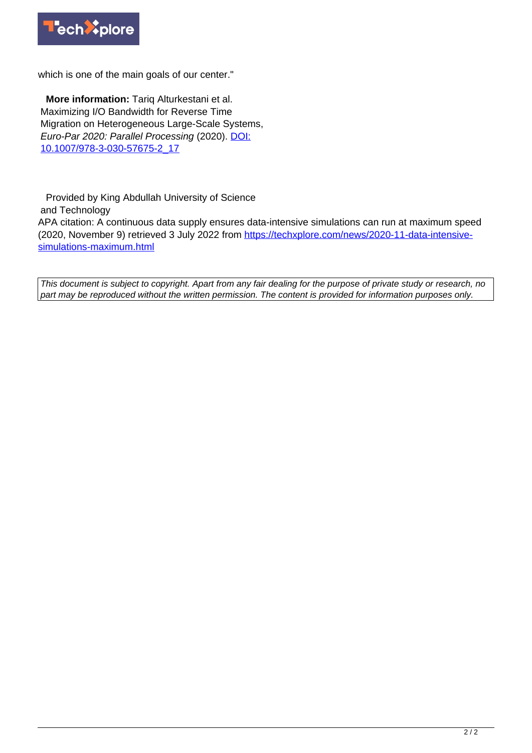which is one of the main goals of our center."

**More information:** Tariq Alturkestani et al. Maximizing I/O Bandwidth for Reverse Time Migration on Heterogeneous Large-Scale Systems, *Euro-Par 2020: Parallel Processing* (2020). [DOI: 10.1007/978-3-030-57675-2_17](https://dx.doi.org/10.1007/978-3-030-57675-2_17)

Provided by King Abdullah University of Science and Technology

APA citation: A continuous data supply ensures data-intensive simulations can run at maximum speed (2020, November 9) retrieved 3 July 2022 from https://techxplore.com/news/2020-11-data-intensive-simulations-maximum.html

*This document is subject to copyright. Apart from any fair dealing for the purpose of private study or research, no part may be reproduced without the written permission. The content is provided for information purposes only.*